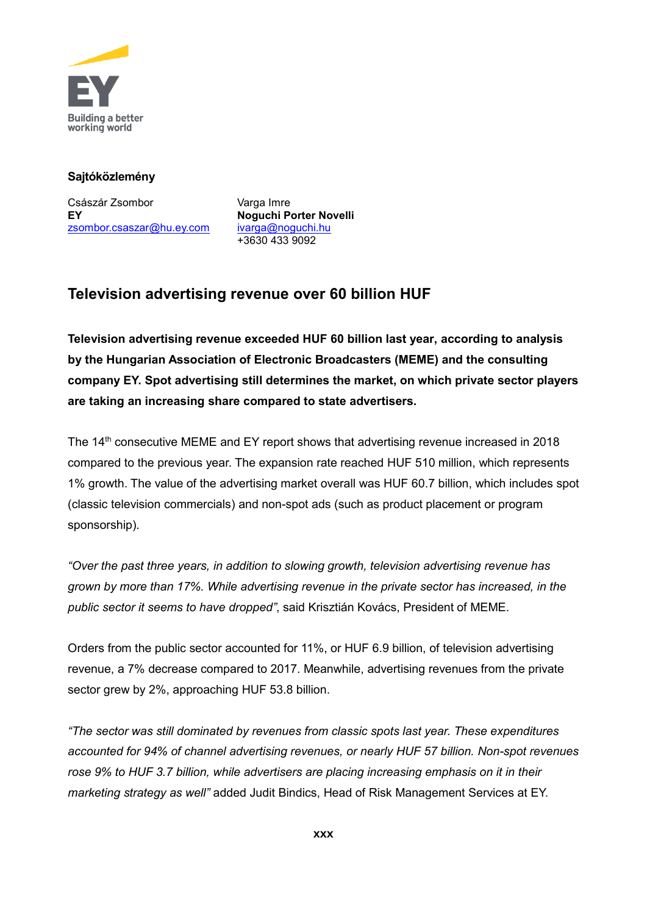Building a better working world

**Sajtóközlemény**

Császár Zsombor
**EY**
zsombor.csaszar@hu.ey.com

Varga Imre
**Noguchi Porter Novelli**
ivarga@noguchi.hu
+3630 433 9092

## Television advertising revenue over 60 billion HUF

**Television advertising revenue exceeded HUF 60 billion last year, according to analysis by the Hungarian Association of Electronic Broadcasters (MEME) and the consulting company EY. Spot advertising still determines the market, on which private sector players are taking an increasing share compared to state advertisers.**

The 14th consecutive MEME and EY report shows that advertising revenue increased in 2018 compared to the previous year. The expansion rate reached HUF 510 million, which represents 1% growth. The value of the advertising market overall was HUF 60.7 billion, which includes spot (classic television commercials) and non-spot ads (such as product placement or program sponsorship).

*"Over the past three years, in addition to slowing growth, television advertising revenue has grown by more than 17%. While advertising revenue in the private sector has increased, in the public sector it seems to have dropped"*, said Krisztián Kovács, President of MEME.

Orders from the public sector accounted for 11%, or HUF 6.9 billion, of television advertising revenue, a 7% decrease compared to 2017. Meanwhile, advertising revenues from the private sector grew by 2%, approaching HUF 53.8 billion.

*"The sector was still dominated by revenues from classic spots last year. These expenditures accounted for 94% of channel advertising revenues, or nearly HUF 57 billion. Non-spot revenues rose 9% to HUF 3.7 billion, while advertisers are placing increasing emphasis on it in their marketing strategy as well"* added Judit Bindics, Head of Risk Management Services at EY.

**xxx**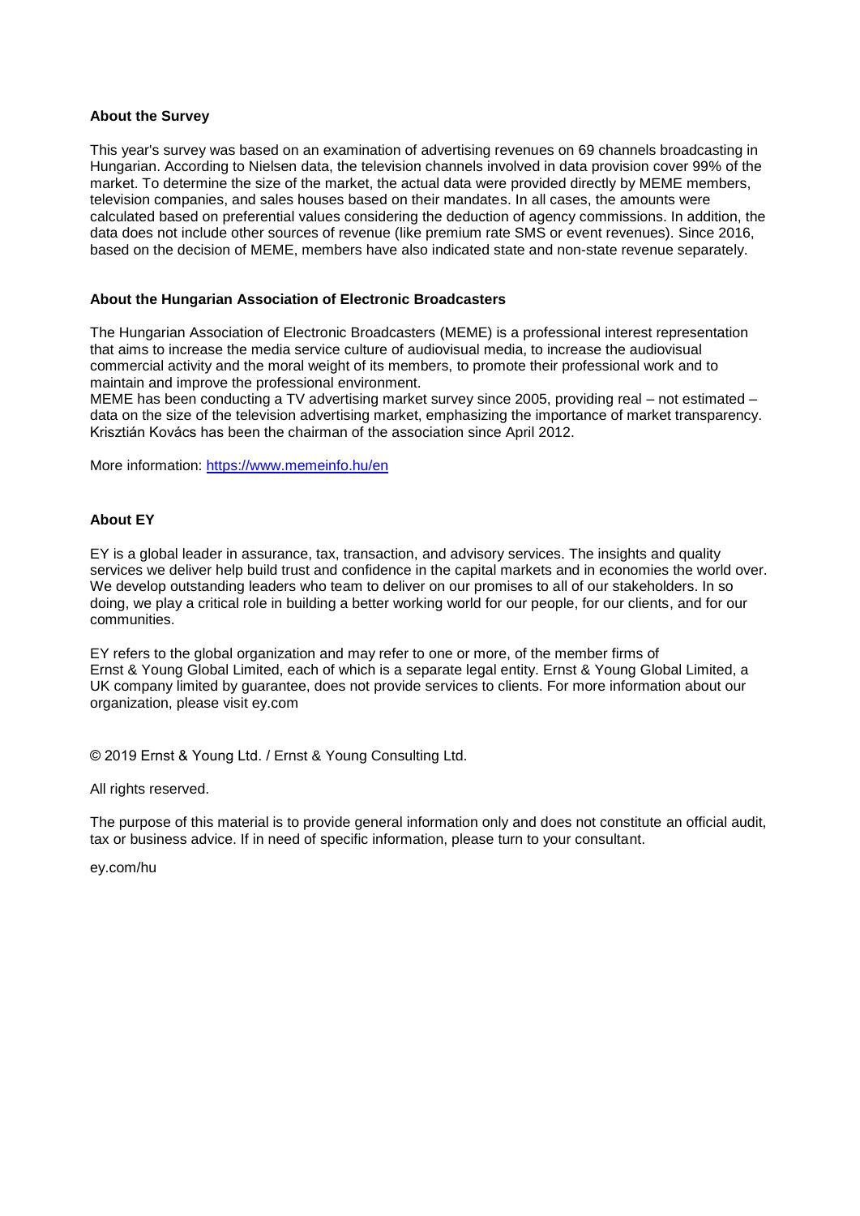**About the Survey**

This year's survey was based on an examination of advertising revenues on 69 channels broadcasting in Hungarian. According to Nielsen data, the television channels involved in data provision cover 99% of the market. To determine the size of the market, the actual data were provided directly by MEME members, television companies, and sales houses based on their mandates. In all cases, the amounts were calculated based on preferential values considering the deduction of agency commissions. In addition, the data does not include other sources of revenue (like premium rate SMS or event revenues). Since 2016, based on the decision of MEME, members have also indicated state and non-state revenue separately.

**About the Hungarian Association of Electronic Broadcasters**

The Hungarian Association of Electronic Broadcasters (MEME) is a professional interest representation that aims to increase the media service culture of audiovisual media, to increase the audiovisual commercial activity and the moral weight of its members, to promote their professional work and to maintain and improve the professional environment.
MEME has been conducting a TV advertising market survey since 2005, providing real – not estimated – data on the size of the television advertising market, emphasizing the importance of market transparency. Krisztián Kovács has been the chairman of the association since April 2012.

More information: [https://www.memeinfo.hu/en](https://www.memeinfo.hu/en)

**About EY**

EY is a global leader in assurance, tax, transaction, and advisory services. The insights and quality services we deliver help build trust and confidence in the capital markets and in economies the world over. We develop outstanding leaders who team to deliver on our promises to all of our stakeholders. In so doing, we play a critical role in building a better working world for our people, for our clients, and for our communities.

EY refers to the global organization and may refer to one or more, of the member firms of Ernst & Young Global Limited, each of which is a separate legal entity. Ernst & Young Global Limited, a UK company limited by guarantee, does not provide services to clients. For more information about our organization, please visit ey.com

© 2019 Ernst & Young Ltd. / Ernst & Young Consulting Ltd.

All rights reserved.

The purpose of this material is to provide general information only and does not constitute an official audit, tax or business advice. If in need of specific information, please turn to your consultant.

ey.com/hu